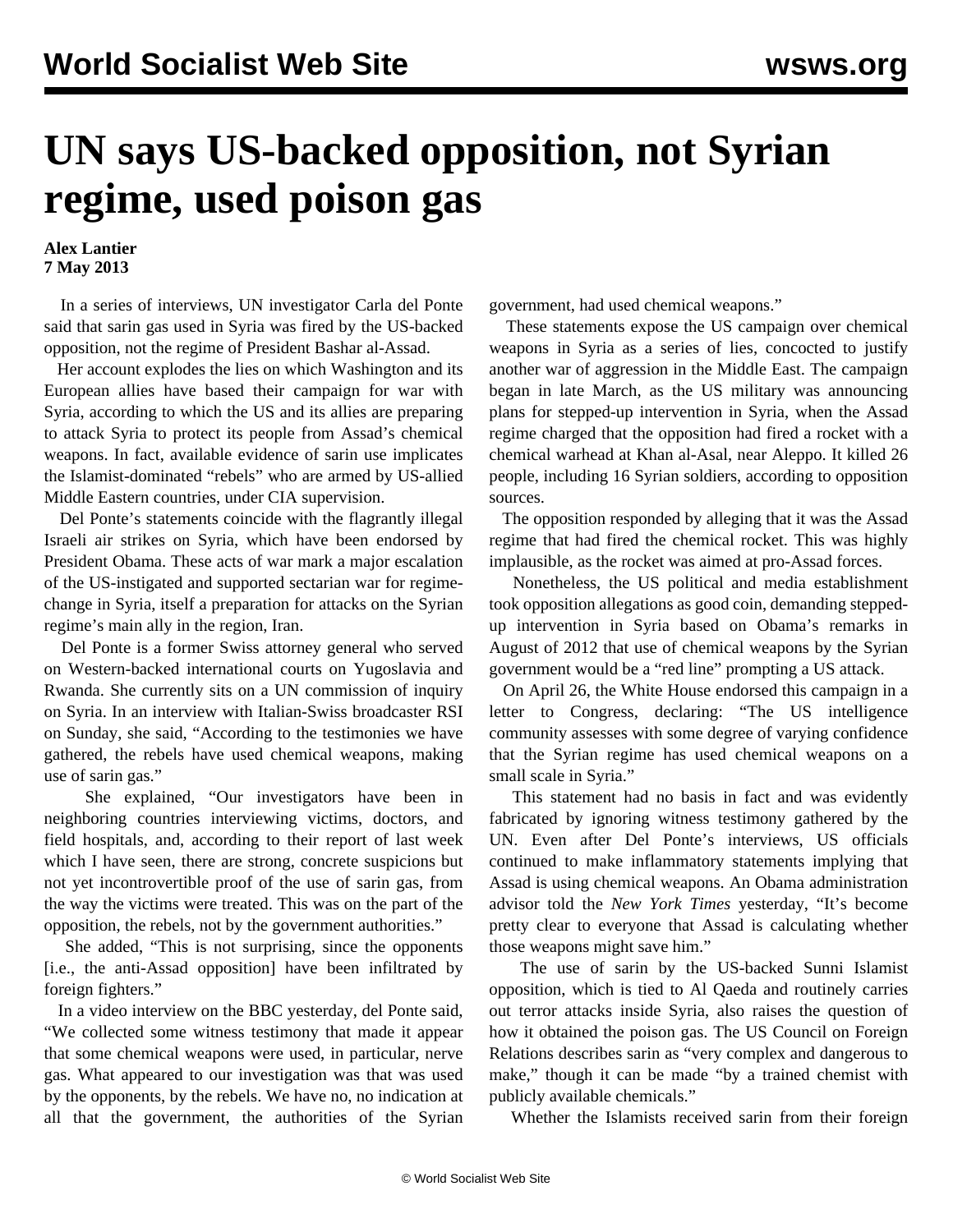# UN says US-backed opposition, not Syrian regime, used poison gas

**Alex Lantier**
**7 May 2013**

In a series of interviews, UN investigator Carla del Ponte said that sarin gas used in Syria was fired by the US-backed opposition, not the regime of President Bashar al-Assad.

Her account explodes the lies on which Washington and its European allies have based their campaign for war with Syria, according to which the US and its allies are preparing to attack Syria to protect its people from Assad's chemical weapons. In fact, available evidence of sarin use implicates the Islamist-dominated "rebels" who are armed by US-allied Middle Eastern countries, under CIA supervision.

Del Ponte's statements coincide with the flagrantly illegal Israeli air strikes on Syria, which have been endorsed by President Obama. These acts of war mark a major escalation of the US-instigated and supported sectarian war for regime-change in Syria, itself a preparation for attacks on the Syrian regime's main ally in the region, Iran.

Del Ponte is a former Swiss attorney general who served on Western-backed international courts on Yugoslavia and Rwanda. She currently sits on a UN commission of inquiry on Syria. In an interview with Italian-Swiss broadcaster RSI on Sunday, she said, "According to the testimonies we have gathered, the rebels have used chemical weapons, making use of sarin gas."

She explained, "Our investigators have been in neighboring countries interviewing victims, doctors, and field hospitals, and, according to their report of last week which I have seen, there are strong, concrete suspicions but not yet incontrovertible proof of the use of sarin gas, from the way the victims were treated. This was on the part of the opposition, the rebels, not by the government authorities."

She added, "This is not surprising, since the opponents [i.e., the anti-Assad opposition] have been infiltrated by foreign fighters."

In a video interview on the BBC yesterday, del Ponte said, "We collected some witness testimony that made it appear that some chemical weapons were used, in particular, nerve gas. What appeared to our investigation was that was used by the opponents, by the rebels. We have no, no indication at all that the government, the authorities of the Syrian government, had used chemical weapons."

These statements expose the US campaign over chemical weapons in Syria as a series of lies, concocted to justify another war of aggression in the Middle East. The campaign began in late March, as the US military was announcing plans for stepped-up intervention in Syria, when the Assad regime charged that the opposition had fired a rocket with a chemical warhead at Khan al-Asal, near Aleppo. It killed 26 people, including 16 Syrian soldiers, according to opposition sources.

The opposition responded by alleging that it was the Assad regime that had fired the chemical rocket. This was highly implausible, as the rocket was aimed at pro-Assad forces.

Nonetheless, the US political and media establishment took opposition allegations as good coin, demanding stepped-up intervention in Syria based on Obama's remarks in August of 2012 that use of chemical weapons by the Syrian government would be a "red line" prompting a US attack.

On April 26, the White House endorsed this campaign in a letter to Congress, declaring: "The US intelligence community assesses with some degree of varying confidence that the Syrian regime has used chemical weapons on a small scale in Syria."

This statement had no basis in fact and was evidently fabricated by ignoring witness testimony gathered by the UN. Even after Del Ponte's interviews, US officials continued to make inflammatory statements implying that Assad is using chemical weapons. An Obama administration advisor told the *New York Times* yesterday, "It's become pretty clear to everyone that Assad is calculating whether those weapons might save him."

The use of sarin by the US-backed Sunni Islamist opposition, which is tied to Al Qaeda and routinely carries out terror attacks inside Syria, also raises the question of how it obtained the poison gas. The US Council on Foreign Relations describes sarin as "very complex and dangerous to make," though it can be made "by a trained chemist with publicly available chemicals."

Whether the Islamists received sarin from their foreign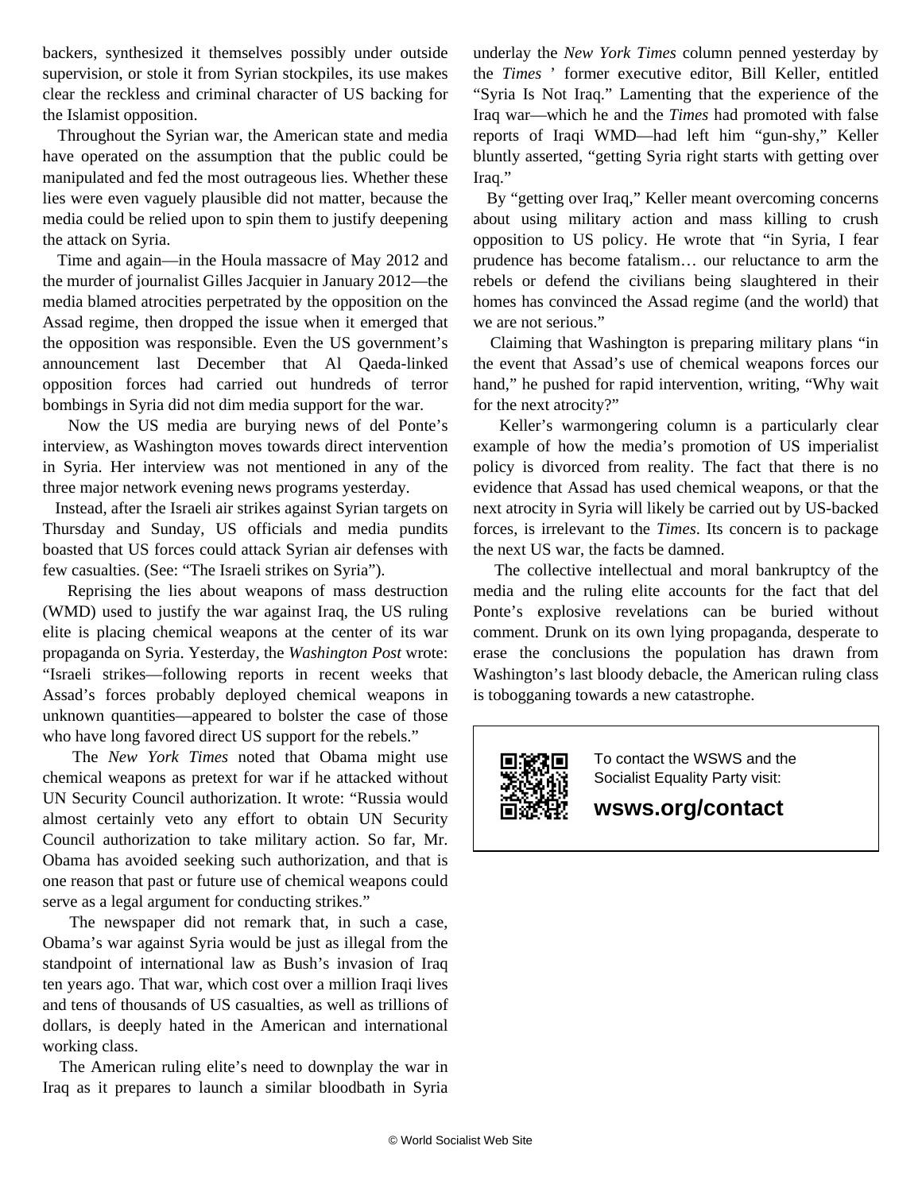backers, synthesized it themselves possibly under outside supervision, or stole it from Syrian stockpiles, its use makes clear the reckless and criminal character of US backing for the Islamist opposition.

Throughout the Syrian war, the American state and media have operated on the assumption that the public could be manipulated and fed the most outrageous lies. Whether these lies were even vaguely plausible did not matter, because the media could be relied upon to spin them to justify deepening the attack on Syria.

Time and again—in the Houla massacre of May 2012 and the murder of journalist Gilles Jacquier in January 2012—the media blamed atrocities perpetrated by the opposition on the Assad regime, then dropped the issue when it emerged that the opposition was responsible. Even the US government's announcement last December that Al Qaeda-linked opposition forces had carried out hundreds of terror bombings in Syria did not dim media support for the war.

Now the US media are burying news of del Ponte's interview, as Washington moves towards direct intervention in Syria. Her interview was not mentioned in any of the three major network evening news programs yesterday.

Instead, after the Israeli air strikes against Syrian targets on Thursday and Sunday, US officials and media pundits boasted that US forces could attack Syrian air defenses with few casualties. (See: "The Israeli strikes on Syria").

Reprising the lies about weapons of mass destruction (WMD) used to justify the war against Iraq, the US ruling elite is placing chemical weapons at the center of its war propaganda on Syria. Yesterday, the *Washington Post* wrote: "Israeli strikes—following reports in recent weeks that Assad's forces probably deployed chemical weapons in unknown quantities—appeared to bolster the case of those who have long favored direct US support for the rebels."

The *New York Times* noted that Obama might use chemical weapons as pretext for war if he attacked without UN Security Council authorization. It wrote: "Russia would almost certainly veto any effort to obtain UN Security Council authorization to take military action. So far, Mr. Obama has avoided seeking such authorization, and that is one reason that past or future use of chemical weapons could serve as a legal argument for conducting strikes."

The newspaper did not remark that, in such a case, Obama's war against Syria would be just as illegal from the standpoint of international law as Bush's invasion of Iraq ten years ago. That war, which cost over a million Iraqi lives and tens of thousands of US casualties, as well as trillions of dollars, is deeply hated in the American and international working class.

The American ruling elite's need to downplay the war in Iraq as it prepares to launch a similar bloodbath in Syria underlay the *New York Times* column penned yesterday by the *Times* ' former executive editor, Bill Keller, entitled "Syria Is Not Iraq." Lamenting that the experience of the Iraq war—which he and the *Times* had promoted with false reports of Iraqi WMD—had left him "gun-shy," Keller bluntly asserted, "getting Syria right starts with getting over Iraq."

By "getting over Iraq," Keller meant overcoming concerns about using military action and mass killing to crush opposition to US policy. He wrote that "in Syria, I fear prudence has become fatalism… our reluctance to arm the rebels or defend the civilians being slaughtered in their homes has convinced the Assad regime (and the world) that we are not serious."

Claiming that Washington is preparing military plans "in the event that Assad's use of chemical weapons forces our hand," he pushed for rapid intervention, writing, "Why wait for the next atrocity?"

Keller's warmongering column is a particularly clear example of how the media's promotion of US imperialist policy is divorced from reality. The fact that there is no evidence that Assad has used chemical weapons, or that the next atrocity in Syria will likely be carried out by US-backed forces, is irrelevant to the *Times*. Its concern is to package the next US war, the facts be damned.

The collective intellectual and moral bankruptcy of the media and the ruling elite accounts for the fact that del Ponte's explosive revelations can be buried without comment. Drunk on its own lying propaganda, desperate to erase the conclusions the population has drawn from Washington's last bloody debacle, the American ruling class is tobogganing towards a new catastrophe.

To contact the WSWS and the Socialist Equality Party visit:

**wsws.org/contact**